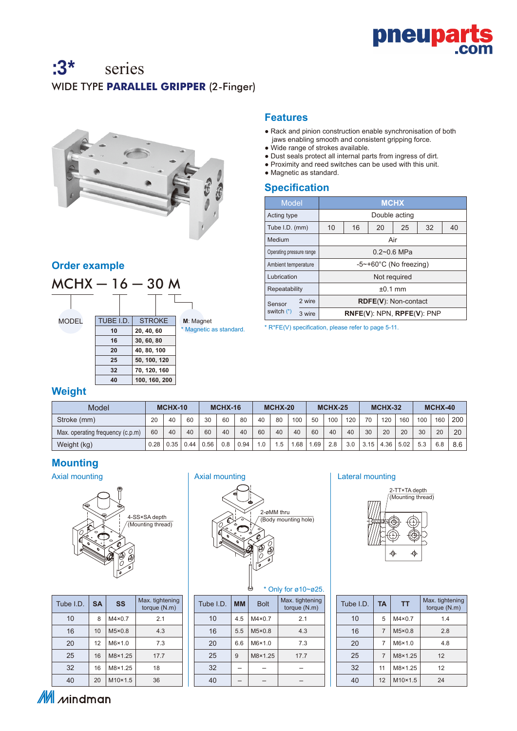# :3* series

## WIDE TYPE **PARALLEL GRIPPER** (2-Finger)

## Features

- Rack and pinion construction enable synchronisation of both jaws enabling smooth and consistent gripping force.
- Wide range of strokes available.
- Dust seals protect all internal parts from ingress of dirt.
- Proximity and reed switches can be used with this unit.
- Magnetic as standard.

## Specification

| Model | MCHX | | | | | |
|---|---|---|---|---|---|---|
| Acting type | Double acting | | | | | |
| Tube I.D. (mm) | 10 | 16 | 20 | 25 | 32 | 40 |
| Medium | Air | | | | | |
| Operating pressure range | 0.2~0.6 MPa | | | | | |
| Ambient temperature | -5~+60°C (No freezing) | | | | | |
| Lubrication | Not required | | | | | |
| Repeatability | ±0.1 mm | | | | | |
| Sensor switch (*) 2 wire | **RDFE(V)**: Non-contact | | | | | |
| Sensor switch (*) 3 wire | **RNFE(V)**: NPN, **RPFE(V)**: PNP | | | | | |

\* R*FE(V) specification, please refer to page 5-11.

## Order example

MCHX — 16 — 30 M

MODEL

| TUBE I.D. | STROKE |
|---|---|
| **10** | **20, 40, 60** |
| **16** | **30, 60, 80** |
| **20** | **40, 80, 100** |
| **25** | **50, 100, 120** |
| **32** | **70, 120, 160** |
| **40** | **100, 160, 200** |

**M**: Magnet
\* Magnetic as standard.

## Weight

| Model | MCHX-10 | | | MCHX-16 | | | MCHX-20 | | | MCHX-25 | | | MCHX-32 | | | MCHX-40 | | |
|---|---|---|---|---|---|---|---|---|---|---|---|---|---|---|---|---|---|---|
| Stroke (mm) | 20 | 40 | 60 | 30 | 60 | 80 | 40 | 80 | 100 | 50 | 100 | 120 | 70 | 120 | 160 | 100 | 160 | 200 |
| Max. operating frequency (c.p.m) | 60 | 40 | 40 | 60 | 40 | 40 | 60 | 40 | 40 | 60 | 40 | 40 | 30 | 20 | 20 | 30 | 20 | 20 |
| Weight (kg) | 0.28 | 0.35 | 0.44 | 0.56 | 0.8 | 0.94 | 1.0 | 1.5 | 1.68 | 1.69 | 2.8 | 3.0 | 3.15 | 4.36 | 5.02 | 5.3 | 6.8 | 8.6 |

## Mounting

### Axial mounting

4-SS×SA depth (Mounting thread)

| Tube I.D. | SA | SS | Max. tightening torque (N.m) |
|---|---|---|---|
| 10 | 8 | M4×0.7 | 2.1 |
| 16 | 10 | M5×0.8 | 4.3 |
| 20 | 12 | M6×1.0 | 7.3 |
| 25 | 16 | M8×1.25 | 17.7 |
| 32 | 16 | M8×1.25 | 18 |
| 40 | 20 | M10×1.5 | 36 |

### Axial mounting

2-øMM thru (Body mounting hole)

\* Only for ø10~ø25.

| Tube I.D. | MM | Bolt | Max. tightening torque (N.m) |
|---|---|---|---|
| 10 | 4.5 | M4×0.7 | 2.1 |
| 16 | 5.5 | M5×0.8 | 4.3 |
| 20 | 6.6 | M6×1.0 | 7.3 |
| 25 | 9 | M8×1.25 | 17.7 |
| 32 | – | – | – |
| 40 | – | – | – |

### Lateral mounting

2-TT×TA depth (Mounting thread)

| Tube I.D. | TA | TT | Max. tightening torque (N.m) |
|---|---|---|---|
| 10 | 5 | M4×0.7 | 1.4 |
| 16 | 7 | M5×0.8 | 2.8 |
| 20 | 7 | M6×1.0 | 4.8 |
| 25 | 7 | M8×1.25 | 12 |
| 32 | 11 | M8×1.25 | 12 |
| 40 | 12 | M10×1.5 | 24 |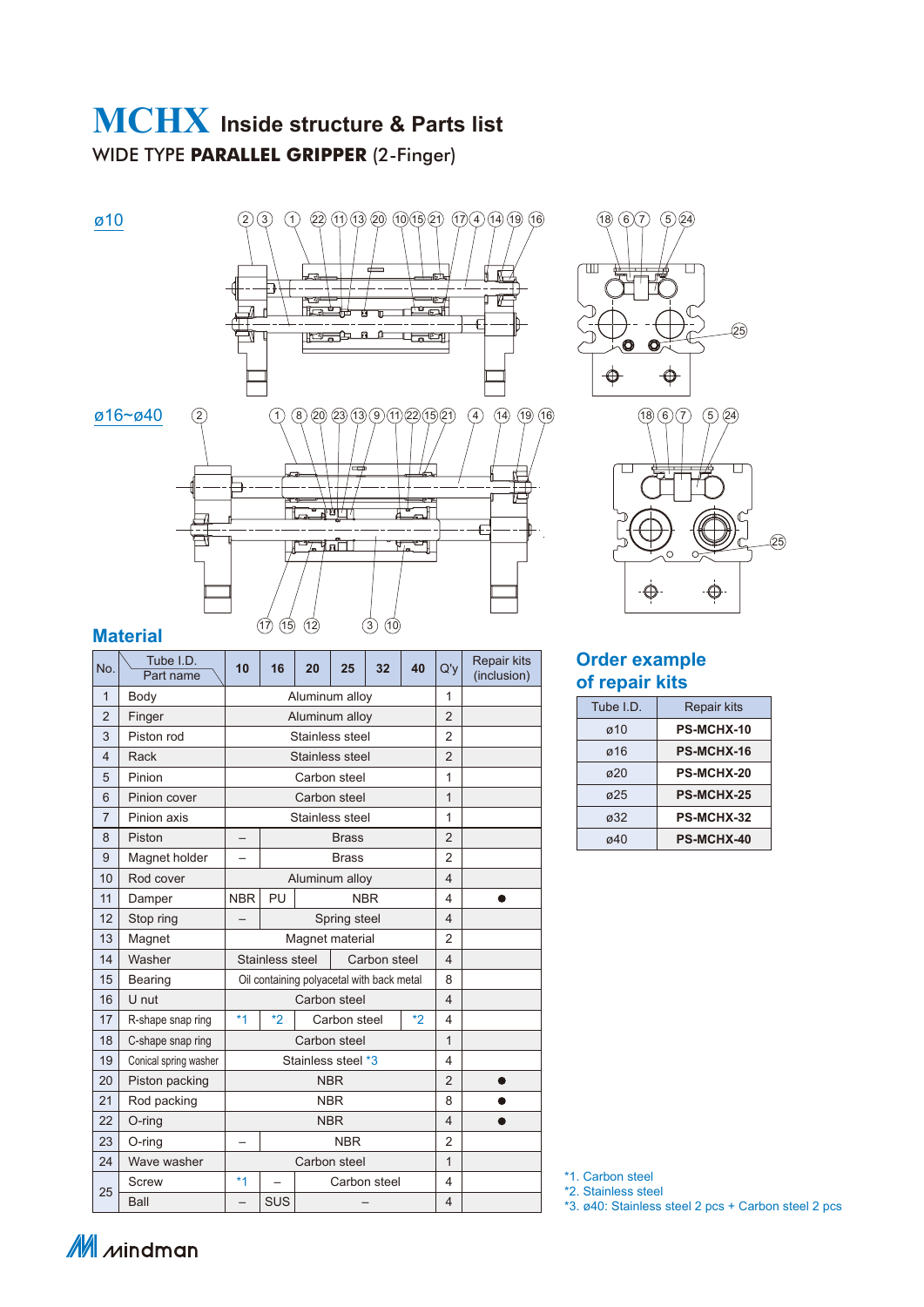# MCHX Inside structure & Parts list

WIDE TYPE **PARALLEL GRIPPER** (2-Finger)

ø10

ø16~ø40

## Material

| No. | Tube I.D. / Part name | 10 | 16 | 20 | 25 | 32 | 40 | Q'y | Repair kits (inclusion) |
|---|---|---|---|---|---|---|---|---|---|
| 1 | Body | Aluminum alloy | | | | | | 1 | |
| 2 | Finger | Aluminum alloy | | | | | | 2 | |
| 3 | Piston rod | Stainless steel | | | | | | 2 | |
| 4 | Rack | Stainless steel | | | | | | 2 | |
| 5 | Pinion | Carbon steel | | | | | | 1 | |
| 6 | Pinion cover | Carbon steel | | | | | | 1 | |
| 7 | Pinion axis | Stainless steel | | | | | | 1 | |
| 8 | Piston | – | Brass | | | | | 2 | |
| 9 | Magnet holder | – | Brass | | | | | 2 | |
| 10 | Rod cover | Aluminum alloy | | | | | | 4 | |
| 11 | Damper | NBR | PU | NBR | | | | 4 | ● |
| 12 | Stop ring | – | Spring steel | | | | | 4 | |
| 13 | Magnet | Magnet material | | | | | | 2 | |
| 14 | Washer | Stainless steel | | | Carbon steel | | | 4 | |
| 15 | Bearing | Oil containing polyacetal with back metal | | | | | | 8 | |
| 16 | U nut | Carbon steel | | | | | | 4 | |
| 17 | R-shape snap ring | *1 | *2 | Carbon steel | | | *2 | 4 | |
| 18 | C-shape snap ring | Carbon steel | | | | | | 1 | |
| 19 | Conical spring washer | Stainless steel *3 | | | | | | 4 | |
| 20 | Piston packing | NBR | | | | | | 2 | ● |
| 21 | Rod packing | NBR | | | | | | 8 | ● |
| 22 | O-ring | NBR | | | | | | 4 | ● |
| 23 | O-ring | – | NBR | | | | | 2 | |
| 24 | Wave washer | Carbon steel | | | | | | 1 | |
| 25 | Screw | *1 | – | Carbon steel | | | | 4 | |
| | Ball | – | SUS | – | | | | 4 | |

## Order example of repair kits

| Tube I.D. | Repair kits |
|---|---|
| ø10 | **PS-MCHX-10** |
| ø16 | **PS-MCHX-16** |
| ø20 | **PS-MCHX-20** |
| ø25 | **PS-MCHX-25** |
| ø32 | **PS-MCHX-32** |
| ø40 | **PS-MCHX-40** |

*1. Carbon steel
*2. Stainless steel
*3. ø40: Stainless steel 2 pcs + Carbon steel 2 pcs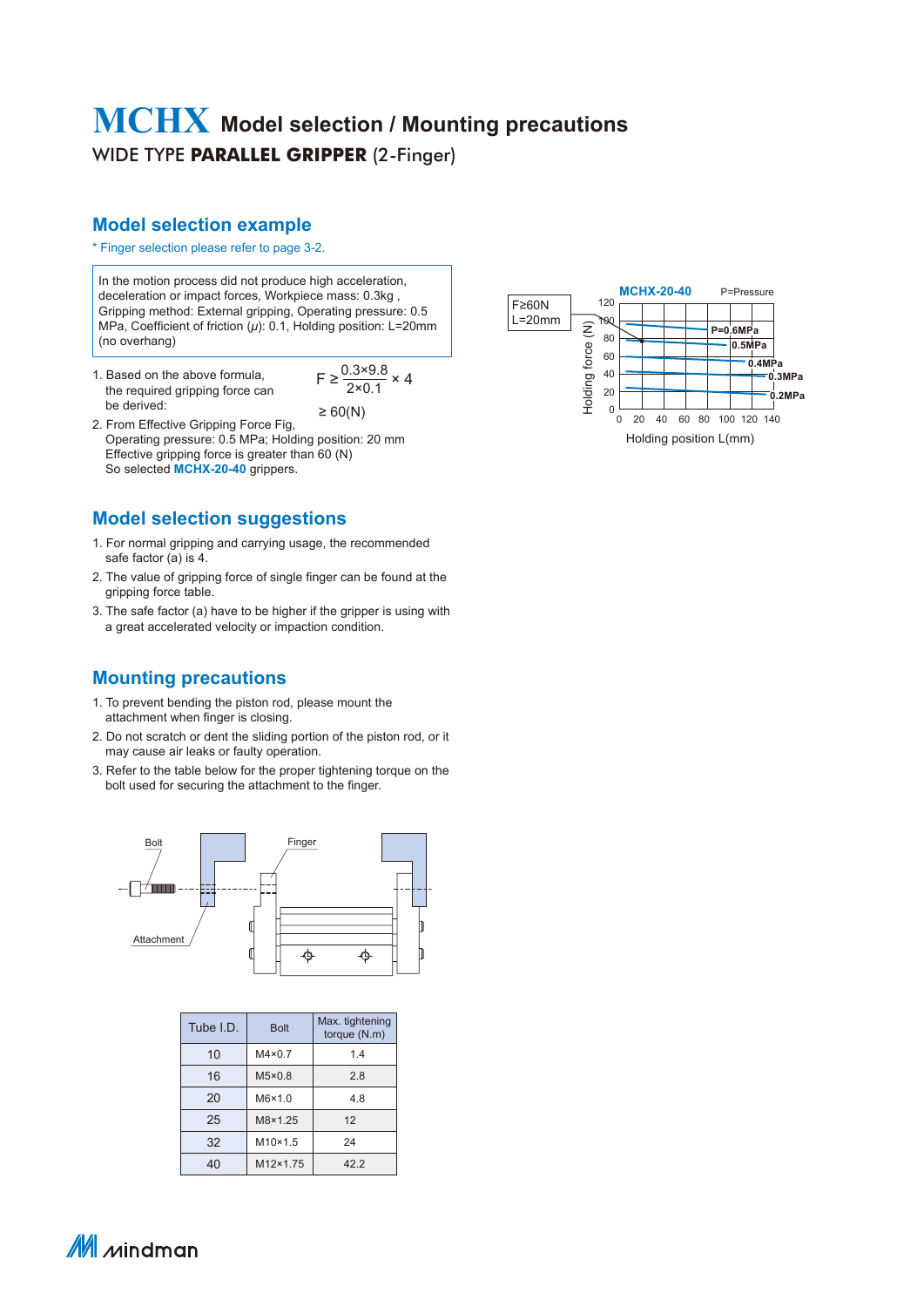# MCHX Model selection / Mounting precautions

WIDE TYPE **PARALLEL GRIPPER** (2-Finger)

## Model selection example

\* Finger selection please refer to page 3-2.

In the motion process did not produce high acceleration, deceleration or impact forces, Workpiece mass: 0.3kg , Gripping method: External gripping, Operating pressure: 0.5 MPa, Coefficient of friction ($\mu$): 0.1, Holding position: L=20mm (no overhang)

1. Based on the above formula, the required gripping force can be derived:

$$F \geq \frac{0.3 \times 9.8}{2 \times 0.1} \times 4$$

$$\geq 60(N)$$

2. From Effective Gripping Force Fig, Operating pressure: 0.5 MPa; Holding position: 20 mm Effective gripping force is greater than 60 (N) So selected **MCHX-20-40** grippers.

**MCHX-20-40** P=Pressure

F≥60N
L=20mm

Holding force (N) vs. Holding position L(mm); curves: P=0.6MPa, 0.5MPa, 0.4MPa, 0.3MPa, 0.2MPa

## Model selection suggestions

1. For normal gripping and carrying usage, the recommended safe factor (a) is 4.
2. The value of gripping force of single finger can be found at the gripping force table.
3. The safe factor (a) have to be higher if the gripper is using with a great accelerated velocity or impaction condition.

## Mounting precautions

1. To prevent bending the piston rod, please mount the attachment when finger is closing.
2. Do not scratch or dent the sliding portion of the piston rod, or it may cause air leaks or faulty operation.
3. Refer to the table below for the proper tightening torque on the bolt used for securing the attachment to the finger.

Bolt, Finger, Attachment

| Tube I.D. | Bolt | Max. tightening torque (N.m) |
|---|---|---|
| 10 | M4×0.7 | 1.4 |
| 16 | M5×0.8 | 2.8 |
| 20 | M6×1.0 | 4.8 |
| 25 | M8×1.25 | 12 |
| 32 | M10×1.5 | 24 |
| 40 | M12×1.75 | 42.2 |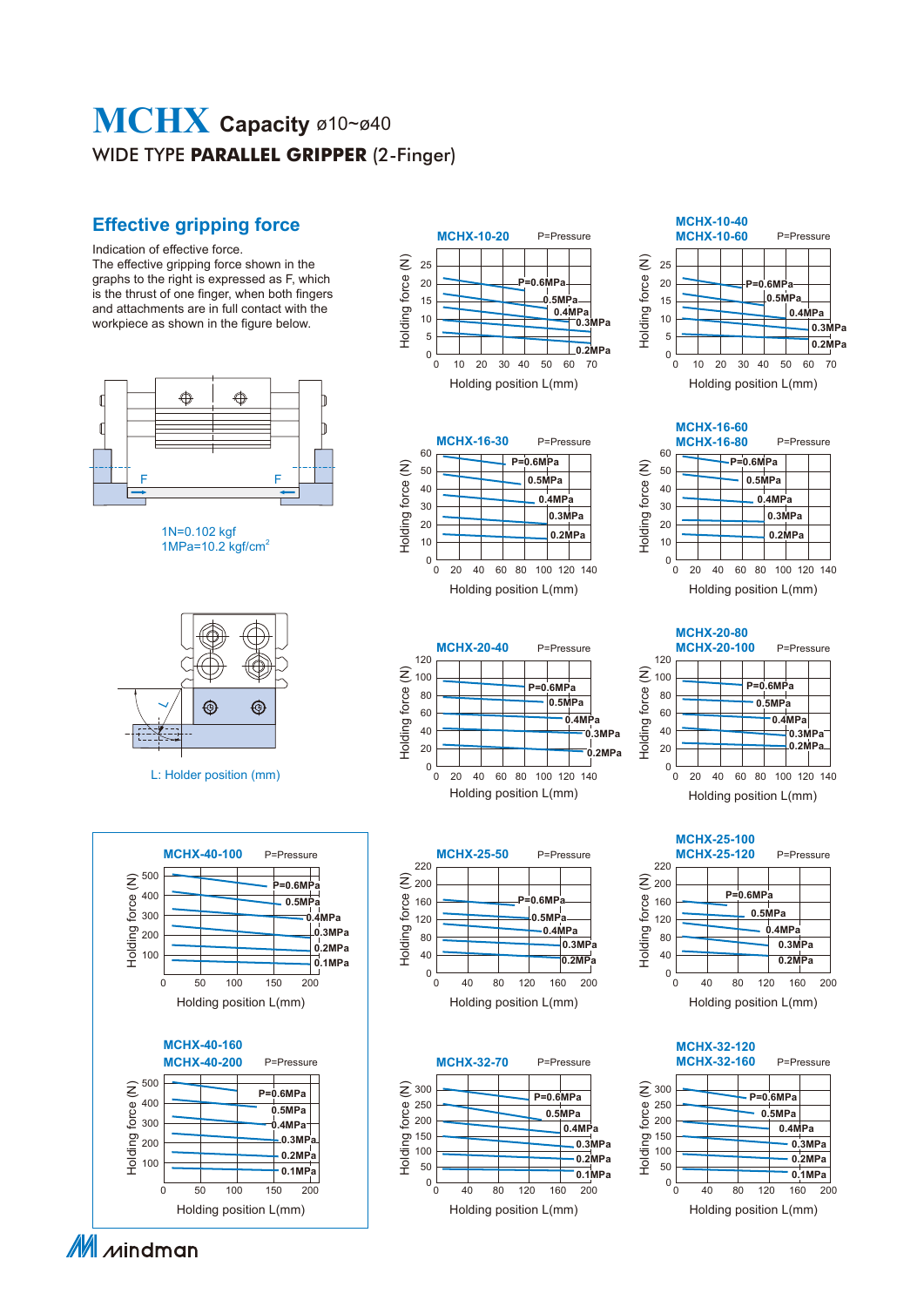# MCHX Capacity ø10~ø40

WIDE TYPE **PARALLEL GRIPPER** (2-Finger)

## Effective gripping force

Indication of effective force.
The effective gripping force shown in the graphs to the right is expressed as F, which is the thrust of one finger, when both fingers and attachments are in full contact with the workpiece as shown in the figure below.

1N=0.102 kgf
1MPa=10.2 kgf/cm²

L: Holder position (mm)

**MCHX-10-20** P=Pressure

**MCHX-10-40 / MCHX-10-60** P=Pressure

**MCHX-16-30** P=Pressure

**MCHX-16-60 / MCHX-16-80** P=Pressure

**MCHX-20-40** P=Pressure

**MCHX-20-80 / MCHX-20-100** P=Pressure

**MCHX-25-50** P=Pressure

**MCHX-25-100 / MCHX-25-120** P=Pressure

**MCHX-32-70** P=Pressure

**MCHX-32-120 / MCHX-32-160** P=Pressure

**MCHX-40-100** P=Pressure

**MCHX-40-160 / MCHX-40-200** P=Pressure

(Graphs: Holding force (N) vs. Holding position L(mm), curves for P=0.6MPa, 0.5MPa, 0.4MPa, 0.3MPa, 0.2MPa, 0.1MPa)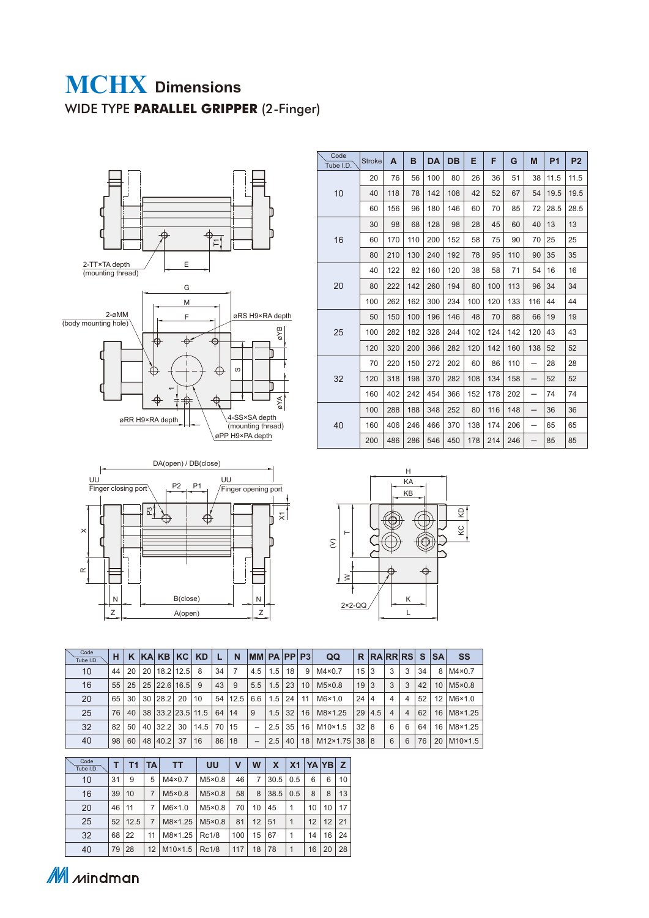# MCHX Dimensions

WIDE TYPE **PARALLEL GRIPPER** (2-Finger)

2-TT×TA depth
(mounting thread)

E

G

M

F

2-øMM
(body mounting hole)

øRS H9×RA depth

øYB

S

T

øYA

øRR H9×RA depth

4-SS×SA depth
(mounting thread)

øPP H9×PA depth

| Code / Tube I.D. | Stroke | A | B | DA | DB | E | F | G | M | P1 | P2 |
|---|---|---|---|---|---|---|---|---|---|---|---|
| 10 | 20 | 76 | 56 | 100 | 80 | 26 | 36 | 51 | 38 | 11.5 | 11.5 |
| | 40 | 118 | 78 | 142 | 108 | 42 | 52 | 67 | 54 | 19.5 | 19.5 |
| | 60 | 156 | 96 | 180 | 146 | 60 | 70 | 85 | 72 | 28.5 | 28.5 |
| 16 | 30 | 98 | 68 | 128 | 98 | 28 | 45 | 60 | 40 | 13 | 13 |
| | 60 | 170 | 110 | 200 | 152 | 58 | 75 | 90 | 70 | 25 | 25 |
| | 80 | 210 | 130 | 240 | 192 | 78 | 95 | 110 | 90 | 35 | 35 |
| 20 | 40 | 122 | 82 | 160 | 120 | 38 | 58 | 71 | 54 | 16 | 16 |
| | 80 | 222 | 142 | 260 | 194 | 80 | 100 | 113 | 96 | 34 | 34 |
| | 100 | 262 | 162 | 300 | 234 | 100 | 120 | 133 | 116 | 44 | 44 |
| 25 | 50 | 150 | 100 | 196 | 146 | 48 | 70 | 88 | 66 | 19 | 19 |
| | 100 | 282 | 182 | 328 | 244 | 102 | 124 | 142 | 120 | 43 | 43 |
| | 120 | 320 | 200 | 366 | 282 | 120 | 142 | 160 | 138 | 52 | 52 |
| 32 | 70 | 220 | 150 | 272 | 202 | 60 | 86 | 110 | — | 28 | 28 |
| | 120 | 318 | 198 | 370 | 282 | 108 | 134 | 158 | — | 52 | 52 |
| | 160 | 402 | 242 | 454 | 366 | 152 | 178 | 202 | — | 74 | 74 |
| 40 | 100 | 288 | 188 | 348 | 252 | 80 | 116 | 148 | — | 36 | 36 |
| | 160 | 406 | 246 | 466 | 370 | 138 | 174 | 206 | — | 65 | 65 |
| | 200 | 486 | 286 | 546 | 450 | 178 | 214 | 246 | — | 85 | 85 |

DA(open) / DB(close)

UU
Finger closing port

P2 P1

UU
Finger opening port

P3

X1

X

R

N

B(close)

N

Z

A(open)

Z

H

KA

KB

KD

KC

(V)

T

W

2×2-QQ

K

L

| Code / Tube I.D. | H | K | KA | KB | KC | KD | L | N | MM | PA | PP | P3 | QQ | R | RA | RR | RS | S | SA | SS |
|---|---|---|---|---|---|---|---|---|---|---|---|---|---|---|---|---|---|---|---|---|
| 10 | 44 | 20 | 20 | 18.2 | 12.5 | 8 | 34 | 7 | 4.5 | 1.5 | 18 | 9 | M4×0.7 | 15 | 3 | 3 | 3 | 34 | 8 | M4×0.7 |
| 16 | 55 | 25 | 25 | 22.6 | 16.5 | 9 | 43 | 9 | 5.5 | 1.5 | 23 | 10 | M5×0.8 | 19 | 3 | 3 | 3 | 42 | 10 | M5×0.8 |
| 20 | 65 | 30 | 30 | 28.2 | 20 | 10 | 54 | 12.5 | 6.6 | 1.5 | 24 | 11 | M6×1.0 | 24 | 4 | 4 | 4 | 52 | 12 | M6×1.0 |
| 25 | 76 | 40 | 38 | 33.2 | 23.5 | 11.5 | 64 | 14 | 9 | 1.5 | 32 | 16 | M8×1.25 | 29 | 4.5 | 4 | 4 | 62 | 16 | M8×1.25 |
| 32 | 82 | 50 | 40 | 32.2 | 30 | 14.5 | 70 | 15 | – | 2.5 | 35 | 16 | M10×1.5 | 32 | 8 | 6 | 6 | 64 | 16 | M8×1.25 |
| 40 | 98 | 60 | 48 | 40.2 | 37 | 16 | 86 | 18 | – | 2.5 | 40 | 18 | M12×1.75 | 38 | 8 | 6 | 6 | 76 | 20 | M10×1.5 |

| Code / Tube I.D. | T | T1 | TA | TT | UU | V | W | X | X1 | YA | YB | Z |
|---|---|---|---|---|---|---|---|---|---|---|---|---|
| 10 | 31 | 9 | 5 | M4×0.7 | M5×0.8 | 46 | 7 | 30.5 | 0.5 | 6 | 6 | 10 |
| 16 | 39 | 10 | 7 | M5×0.8 | M5×0.8 | 58 | 8 | 38.5 | 0.5 | 8 | 8 | 13 |
| 20 | 46 | 11 | 7 | M6×1.0 | M5×0.8 | 70 | 10 | 45 | 1 | 10 | 10 | 17 |
| 25 | 52 | 12.5 | 7 | M8×1.25 | M5×0.8 | 81 | 12 | 51 | 1 | 12 | 12 | 21 |
| 32 | 68 | 22 | 11 | M8×1.25 | Rc1/8 | 100 | 15 | 67 | 1 | 14 | 16 | 24 |
| 40 | 79 | 28 | 12 | M10×1.5 | Rc1/8 | 117 | 18 | 78 | 1 | 16 | 20 | 28 |

mindman